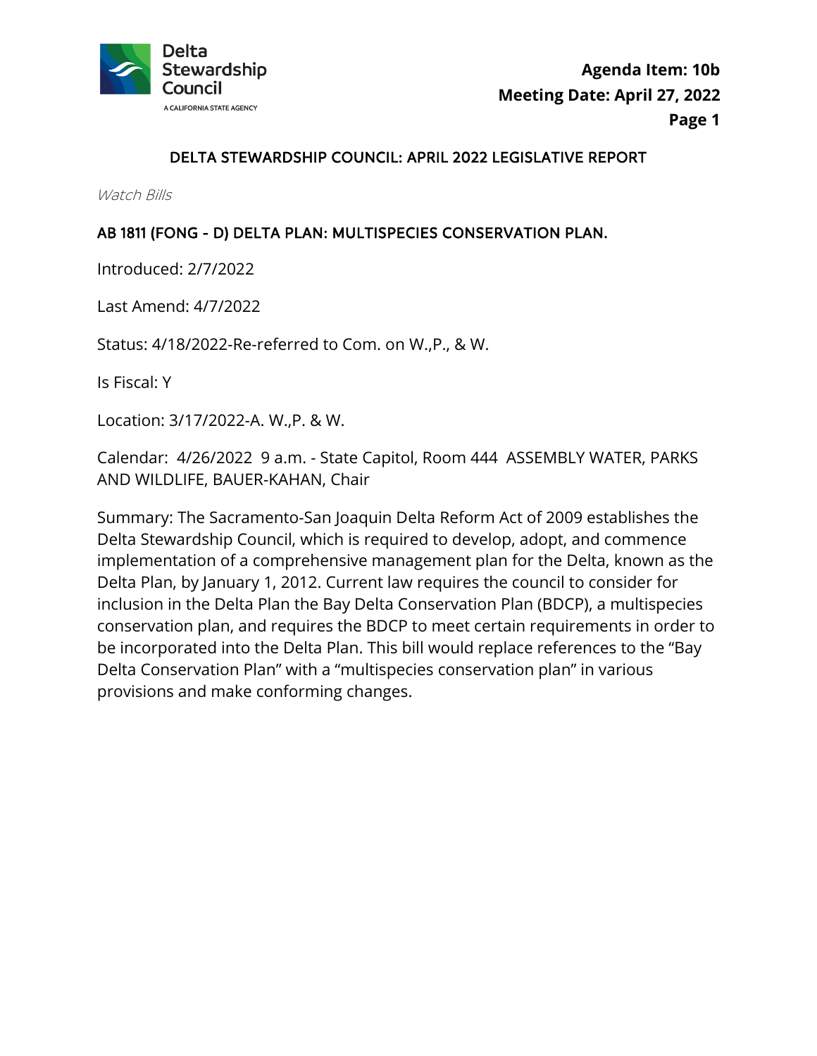Agenda Item: 10b
Meeting Date: April 27, 2022

# DELTA STEWARDSHIP COUNCIL: APRIL 2022 LEGISLATIVE REPORT

*Watch Bills*

## AB 1811 (FONG - D) DELTA PLAN: MULTISPECIES CONSERVATION PLAN.

Introduced: 2/7/2022

Last Amend: 4/7/2022

Status: 4/18/2022-Re-referred to Com. on W.,P., & W.

Is Fiscal: Y

Location: 3/17/2022-A. W.,P. & W.

Calendar: 4/26/2022 9 a.m. - State Capitol, Room 444 ASSEMBLY WATER, PARKS AND WILDLIFE, BAUER-KAHAN, Chair

Summary: The Sacramento-San Joaquin Delta Reform Act of 2009 establishes the Delta Stewardship Council, which is required to develop, adopt, and commence implementation of a comprehensive management plan for the Delta, known as the Delta Plan, by January 1, 2012. Current law requires the council to consider for inclusion in the Delta Plan the Bay Delta Conservation Plan (BDCP), a multispecies conservation plan, and requires the BDCP to meet certain requirements in order to be incorporated into the Delta Plan. This bill would replace references to the "Bay Delta Conservation Plan" with a "multispecies conservation plan" in various provisions and make conforming changes.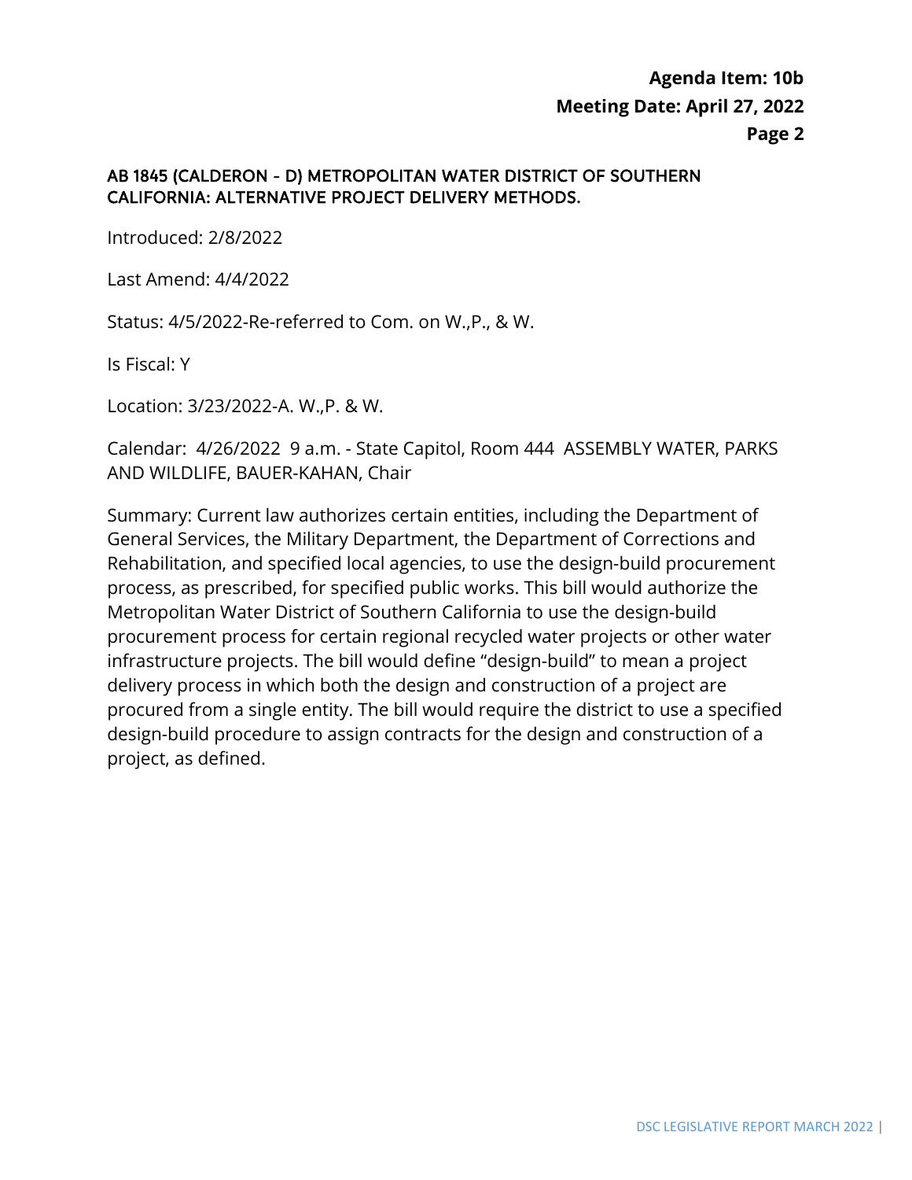## AB 1845 (CALDERON - D) METROPOLITAN WATER DISTRICT OF SOUTHERN CALIFORNIA: ALTERNATIVE PROJECT DELIVERY METHODS.

Introduced: 2/8/2022

Last Amend: 4/4/2022

Status: 4/5/2022-Re-referred to Com. on W.,P., & W.

Is Fiscal: Y

Location: 3/23/2022-A. W.,P. & W.

Calendar: 4/26/2022 9 a.m. - State Capitol, Room 444 ASSEMBLY WATER, PARKS AND WILDLIFE, BAUER-KAHAN, Chair

Summary: Current law authorizes certain entities, including the Department of General Services, the Military Department, the Department of Corrections and Rehabilitation, and specified local agencies, to use the design-build procurement process, as prescribed, for specified public works. This bill would authorize the Metropolitan Water District of Southern California to use the design-build procurement process for certain regional recycled water projects or other water infrastructure projects. The bill would define "design-build" to mean a project delivery process in which both the design and construction of a project are procured from a single entity. The bill would require the district to use a specified design-build procedure to assign contracts for the design and construction of a project, as defined.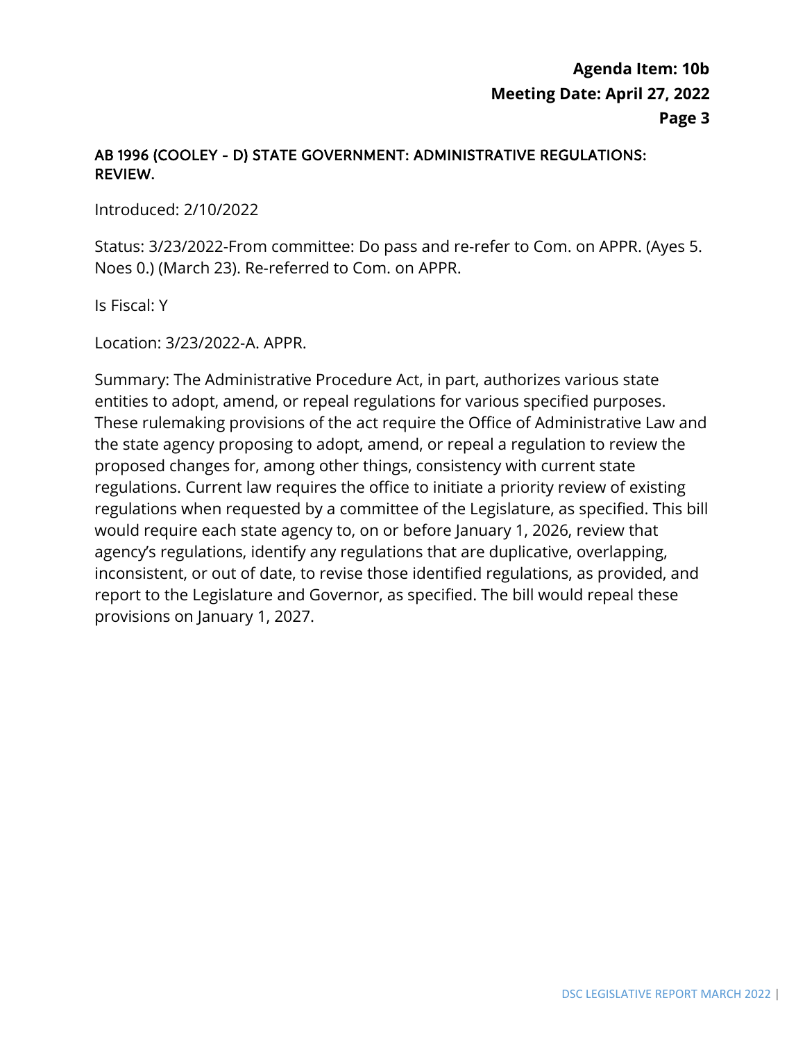## AB 1996 (COOLEY - D) STATE GOVERNMENT: ADMINISTRATIVE REGULATIONS: REVIEW.

Introduced: 2/10/2022

Status: 3/23/2022-From committee: Do pass and re-refer to Com. on APPR. (Ayes 5. Noes 0.) (March 23). Re-referred to Com. on APPR.

Is Fiscal: Y

Location: 3/23/2022-A. APPR.

Summary: The Administrative Procedure Act, in part, authorizes various state entities to adopt, amend, or repeal regulations for various specified purposes. These rulemaking provisions of the act require the Office of Administrative Law and the state agency proposing to adopt, amend, or repeal a regulation to review the proposed changes for, among other things, consistency with current state regulations. Current law requires the office to initiate a priority review of existing regulations when requested by a committee of the Legislature, as specified. This bill would require each state agency to, on or before January 1, 2026, review that agency's regulations, identify any regulations that are duplicative, overlapping, inconsistent, or out of date, to revise those identified regulations, as provided, and report to the Legislature and Governor, as specified. The bill would repeal these provisions on January 1, 2027.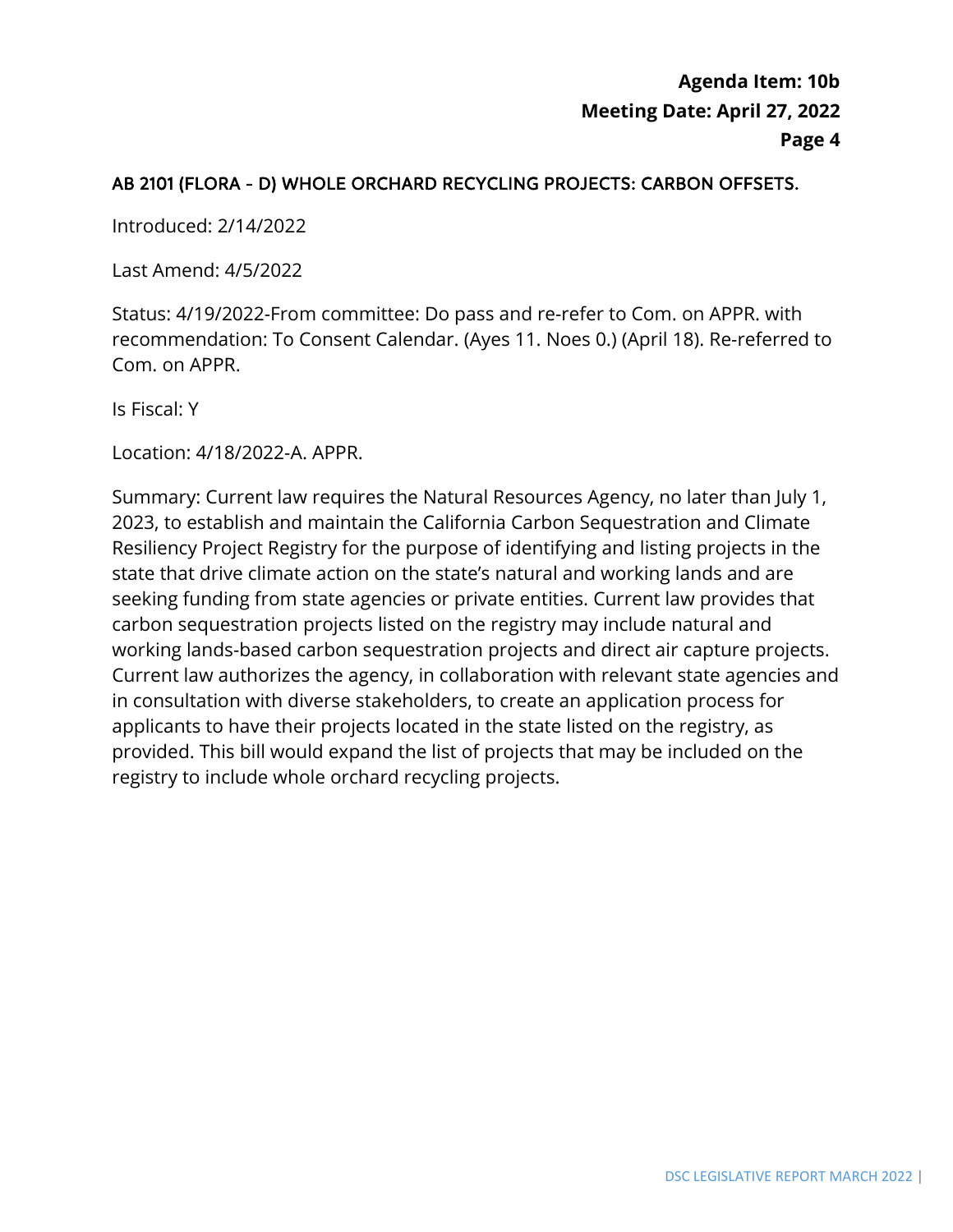## AB 2101 (FLORA - D) WHOLE ORCHARD RECYCLING PROJECTS: CARBON OFFSETS.

Introduced: 2/14/2022

Last Amend: 4/5/2022

Status: 4/19/2022-From committee: Do pass and re-refer to Com. on APPR. with recommendation: To Consent Calendar. (Ayes 11. Noes 0.) (April 18). Re-referred to Com. on APPR.

Is Fiscal: Y

Location: 4/18/2022-A. APPR.

Summary: Current law requires the Natural Resources Agency, no later than July 1, 2023, to establish and maintain the California Carbon Sequestration and Climate Resiliency Project Registry for the purpose of identifying and listing projects in the state that drive climate action on the state's natural and working lands and are seeking funding from state agencies or private entities. Current law provides that carbon sequestration projects listed on the registry may include natural and working lands-based carbon sequestration projects and direct air capture projects. Current law authorizes the agency, in collaboration with relevant state agencies and in consultation with diverse stakeholders, to create an application process for applicants to have their projects located in the state listed on the registry, as provided. This bill would expand the list of projects that may be included on the registry to include whole orchard recycling projects.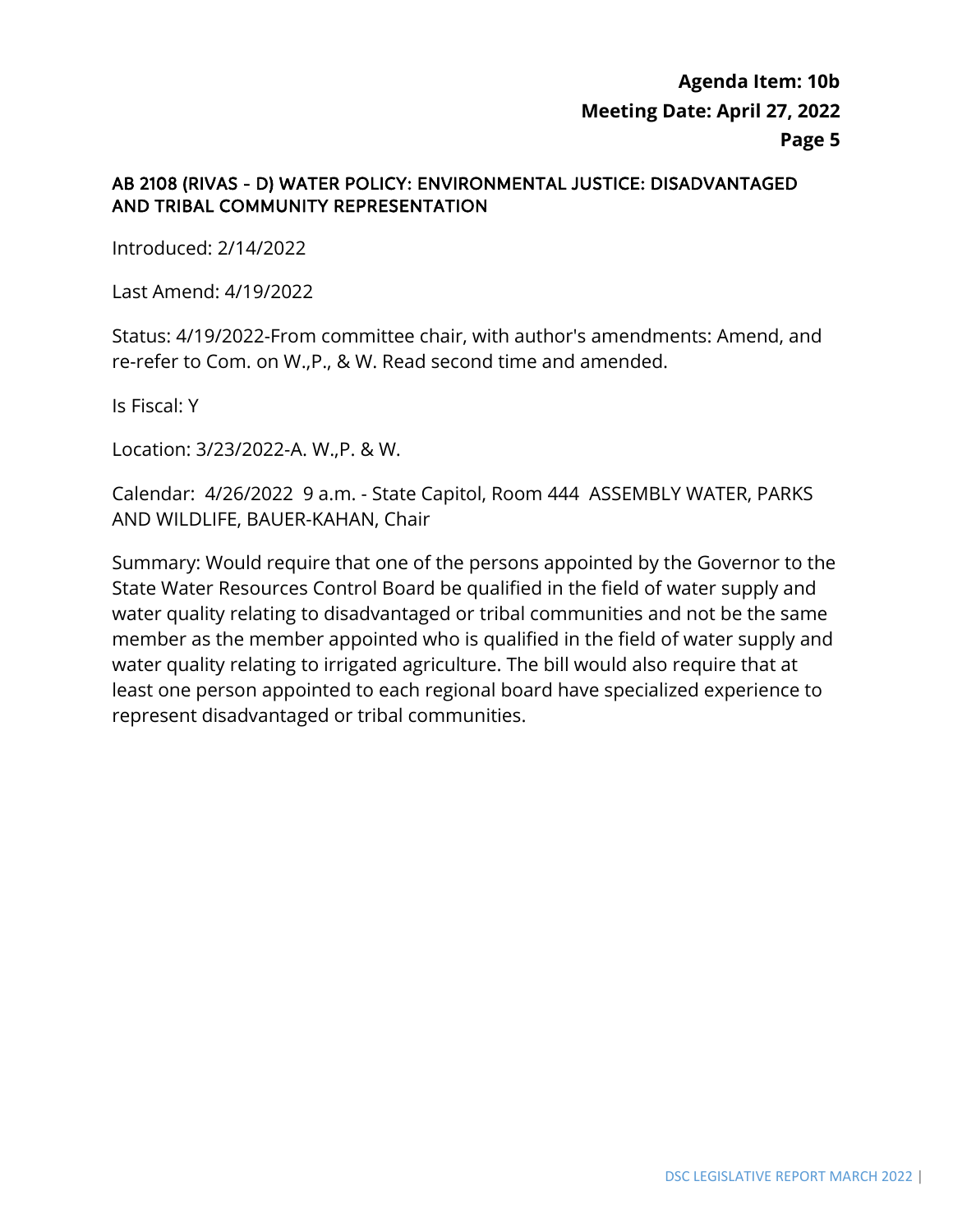## AB 2108 (RIVAS - D) WATER POLICY: ENVIRONMENTAL JUSTICE: DISADVANTAGED AND TRIBAL COMMUNITY REPRESENTATION

Introduced: 2/14/2022

Last Amend: 4/19/2022

Status: 4/19/2022-From committee chair, with author's amendments: Amend, and re-refer to Com. on W.,P., & W. Read second time and amended.

Is Fiscal: Y

Location: 3/23/2022-A. W.,P. & W.

Calendar: 4/26/2022 9 a.m. - State Capitol, Room 444 ASSEMBLY WATER, PARKS AND WILDLIFE, BAUER-KAHAN, Chair

Summary: Would require that one of the persons appointed by the Governor to the State Water Resources Control Board be qualified in the field of water supply and water quality relating to disadvantaged or tribal communities and not be the same member as the member appointed who is qualified in the field of water supply and water quality relating to irrigated agriculture. The bill would also require that at least one person appointed to each regional board have specialized experience to represent disadvantaged or tribal communities.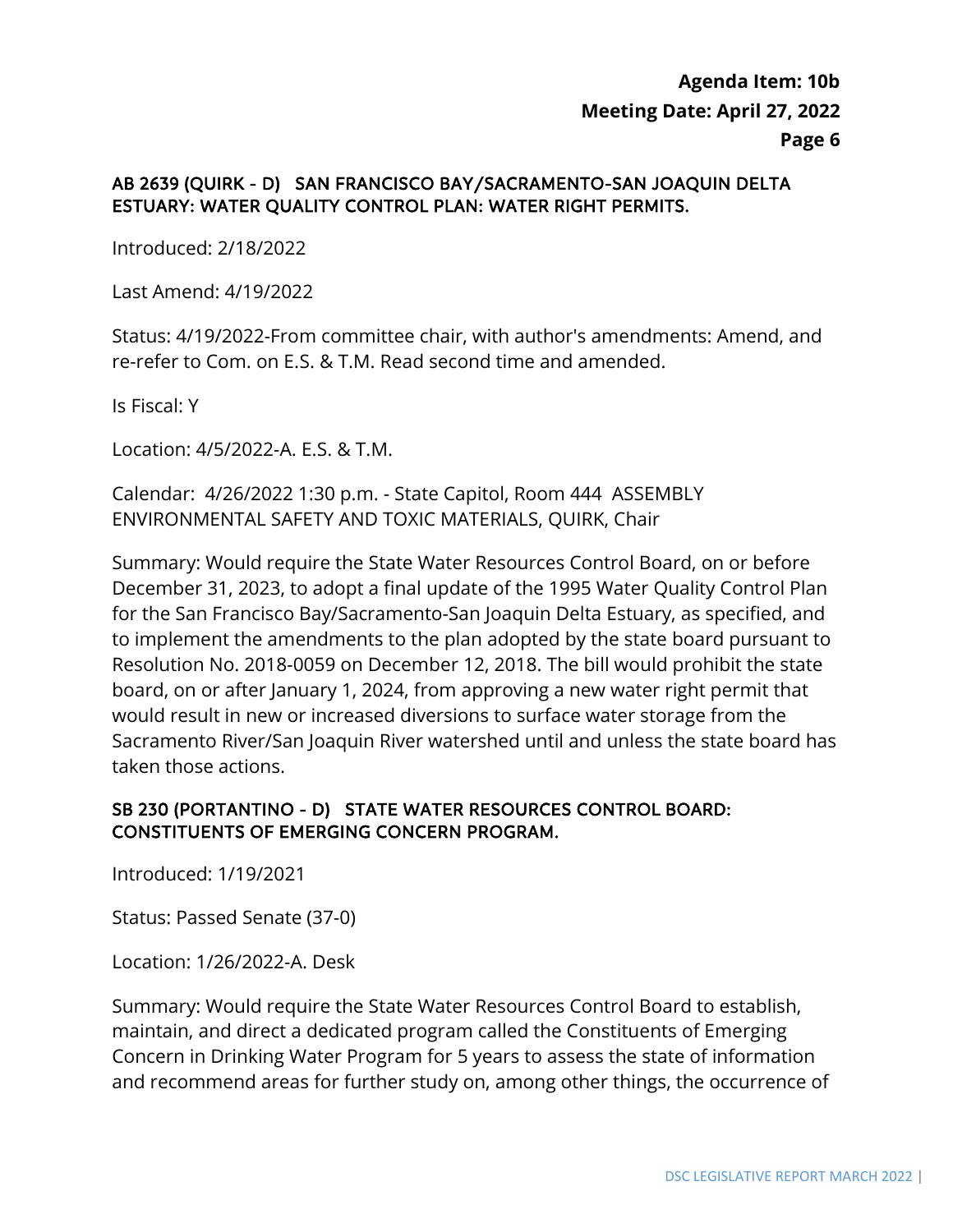### AB 2639 (QUIRK - D) SAN FRANCISCO BAY/SACRAMENTO-SAN JOAQUIN DELTA ESTUARY: WATER QUALITY CONTROL PLAN: WATER RIGHT PERMITS.

Introduced: 2/18/2022

Last Amend: 4/19/2022

Status: 4/19/2022-From committee chair, with author's amendments: Amend, and re-refer to Com. on E.S. & T.M. Read second time and amended.

Is Fiscal: Y

Location: 4/5/2022-A. E.S. & T.M.

Calendar: 4/26/2022 1:30 p.m. - State Capitol, Room 444 ASSEMBLY ENVIRONMENTAL SAFETY AND TOXIC MATERIALS, QUIRK, Chair

Summary: Would require the State Water Resources Control Board, on or before December 31, 2023, to adopt a final update of the 1995 Water Quality Control Plan for the San Francisco Bay/Sacramento-San Joaquin Delta Estuary, as specified, and to implement the amendments to the plan adopted by the state board pursuant to Resolution No. 2018-0059 on December 12, 2018. The bill would prohibit the state board, on or after January 1, 2024, from approving a new water right permit that would result in new or increased diversions to surface water storage from the Sacramento River/San Joaquin River watershed until and unless the state board has taken those actions.

### SB 230 (PORTANTINO - D) STATE WATER RESOURCES CONTROL BOARD: CONSTITUENTS OF EMERGING CONCERN PROGRAM.

Introduced: 1/19/2021

Status: Passed Senate (37-0)

Location: 1/26/2022-A. Desk

Summary: Would require the State Water Resources Control Board to establish, maintain, and direct a dedicated program called the Constituents of Emerging Concern in Drinking Water Program for 5 years to assess the state of information and recommend areas for further study on, among other things, the occurrence of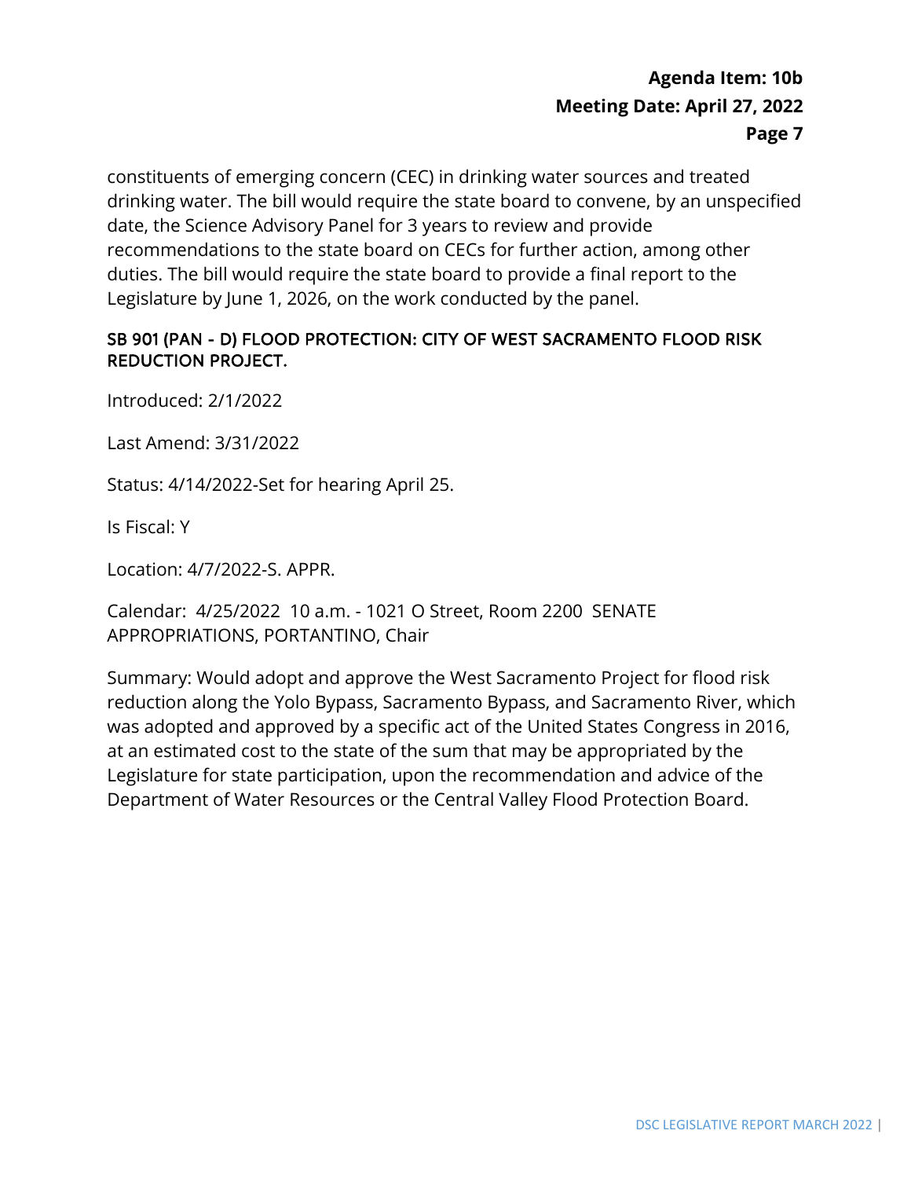constituents of emerging concern (CEC) in drinking water sources and treated drinking water. The bill would require the state board to convene, by an unspecified date, the Science Advisory Panel for 3 years to review and provide recommendations to the state board on CECs for further action, among other duties. The bill would require the state board to provide a final report to the Legislature by June 1, 2026, on the work conducted by the panel.

### SB 901 (PAN - D) FLOOD PROTECTION: CITY OF WEST SACRAMENTO FLOOD RISK REDUCTION PROJECT.

Introduced: 2/1/2022

Last Amend: 3/31/2022

Status: 4/14/2022-Set for hearing April 25.

Is Fiscal: Y

Location: 4/7/2022-S. APPR.

Calendar: 4/25/2022 10 a.m. - 1021 O Street, Room 2200 SENATE APPROPRIATIONS, PORTANTINO, Chair

Summary: Would adopt and approve the West Sacramento Project for flood risk reduction along the Yolo Bypass, Sacramento Bypass, and Sacramento River, which was adopted and approved by a specific act of the United States Congress in 2016, at an estimated cost to the state of the sum that may be appropriated by the Legislature for state participation, upon the recommendation and advice of the Department of Water Resources or the Central Valley Flood Protection Board.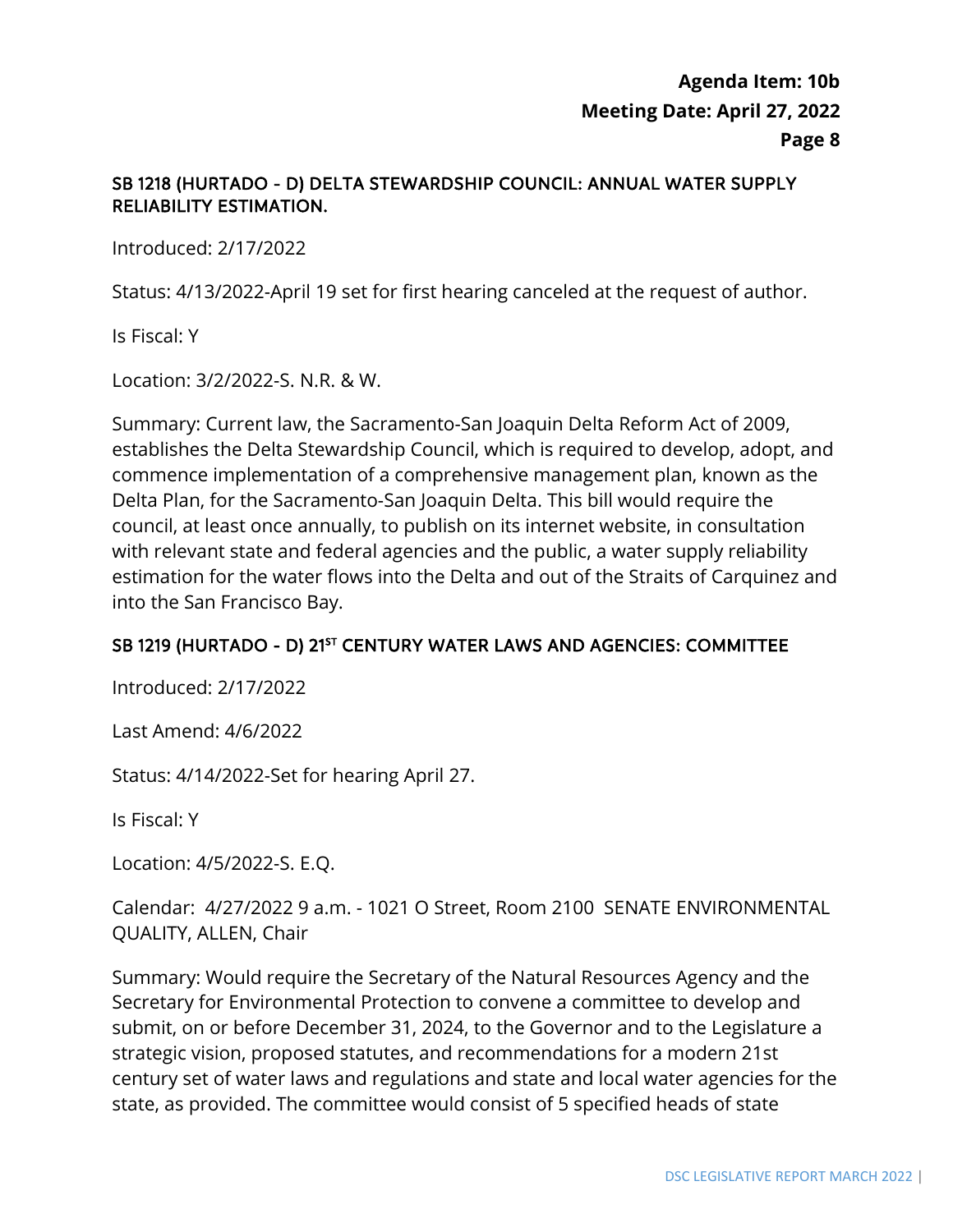### SB 1218 (HURTADO - D) DELTA STEWARDSHIP COUNCIL: ANNUAL WATER SUPPLY RELIABILITY ESTIMATION.

Introduced: 2/17/2022

Status: 4/13/2022-April 19 set for first hearing canceled at the request of author.

Is Fiscal: Y

Location: 3/2/2022-S. N.R. & W.

Summary: Current law, the Sacramento-San Joaquin Delta Reform Act of 2009, establishes the Delta Stewardship Council, which is required to develop, adopt, and commence implementation of a comprehensive management plan, known as the Delta Plan, for the Sacramento-San Joaquin Delta. This bill would require the council, at least once annually, to publish on its internet website, in consultation with relevant state and federal agencies and the public, a water supply reliability estimation for the water flows into the Delta and out of the Straits of Carquinez and into the San Francisco Bay.

### SB 1219 (HURTADO - D) 21ST CENTURY WATER LAWS AND AGENCIES: COMMITTEE

Introduced: 2/17/2022

Last Amend: 4/6/2022

Status: 4/14/2022-Set for hearing April 27.

Is Fiscal: Y

Location: 4/5/2022-S. E.Q.

Calendar: 4/27/2022 9 a.m. - 1021 O Street, Room 2100 SENATE ENVIRONMENTAL QUALITY, ALLEN, Chair

Summary: Would require the Secretary of the Natural Resources Agency and the Secretary for Environmental Protection to convene a committee to develop and submit, on or before December 31, 2024, to the Governor and to the Legislature a strategic vision, proposed statutes, and recommendations for a modern 21st century set of water laws and regulations and state and local water agencies for the state, as provided. The committee would consist of 5 specified heads of state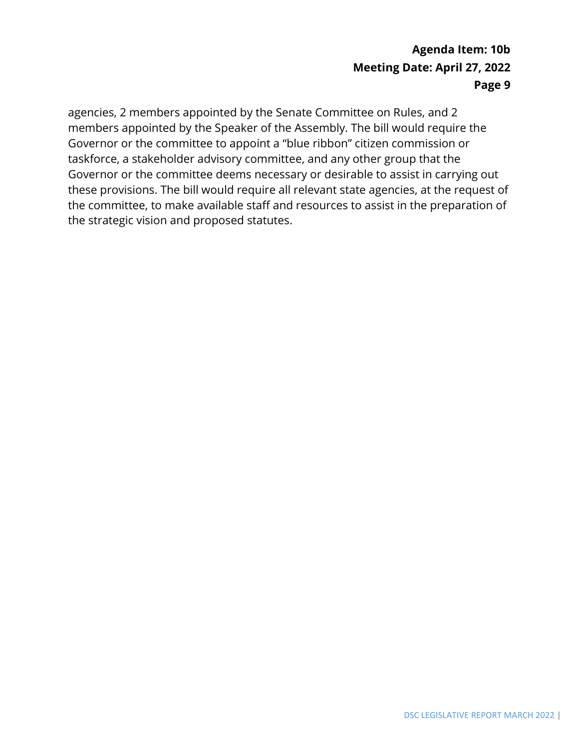agencies, 2 members appointed by the Senate Committee on Rules, and 2 members appointed by the Speaker of the Assembly. The bill would require the Governor or the committee to appoint a "blue ribbon" citizen commission or taskforce, a stakeholder advisory committee, and any other group that the Governor or the committee deems necessary or desirable to assist in carrying out these provisions. The bill would require all relevant state agencies, at the request of the committee, to make available staff and resources to assist in the preparation of the strategic vision and proposed statutes.